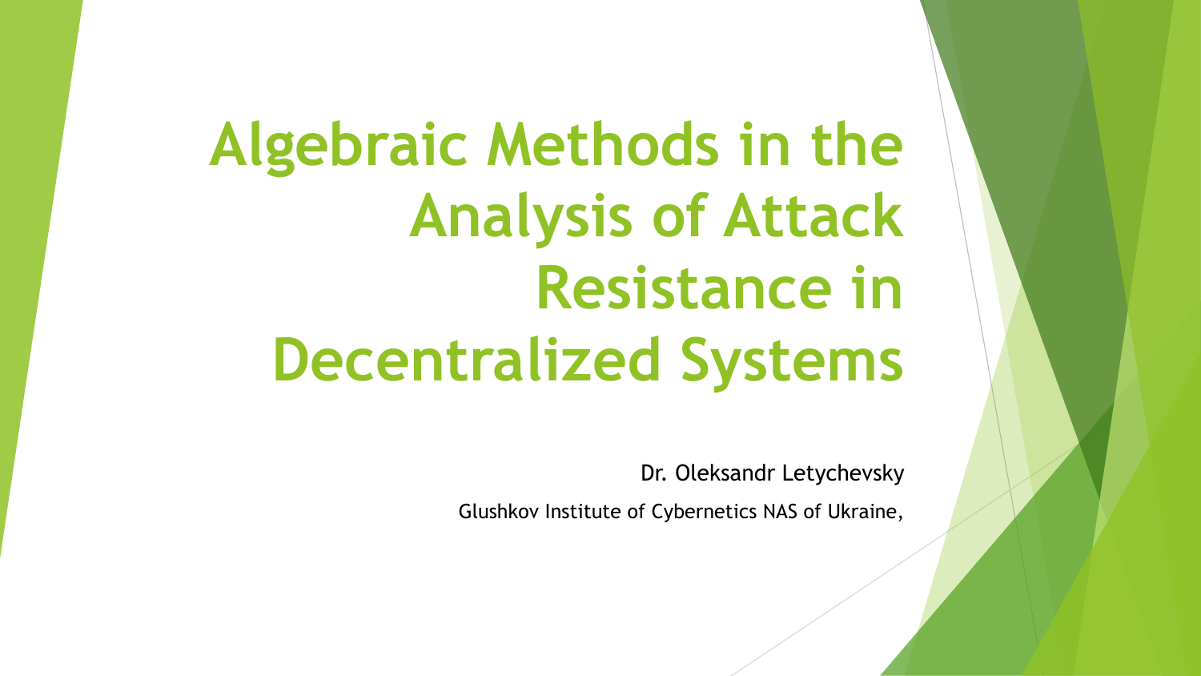# Algebraic Methods in the Analysis of Attack Resistance in Decentralized Systems

Dr. Oleksandr Letychevsky

Glushkov Institute of Cybernetics NAS of Ukraine,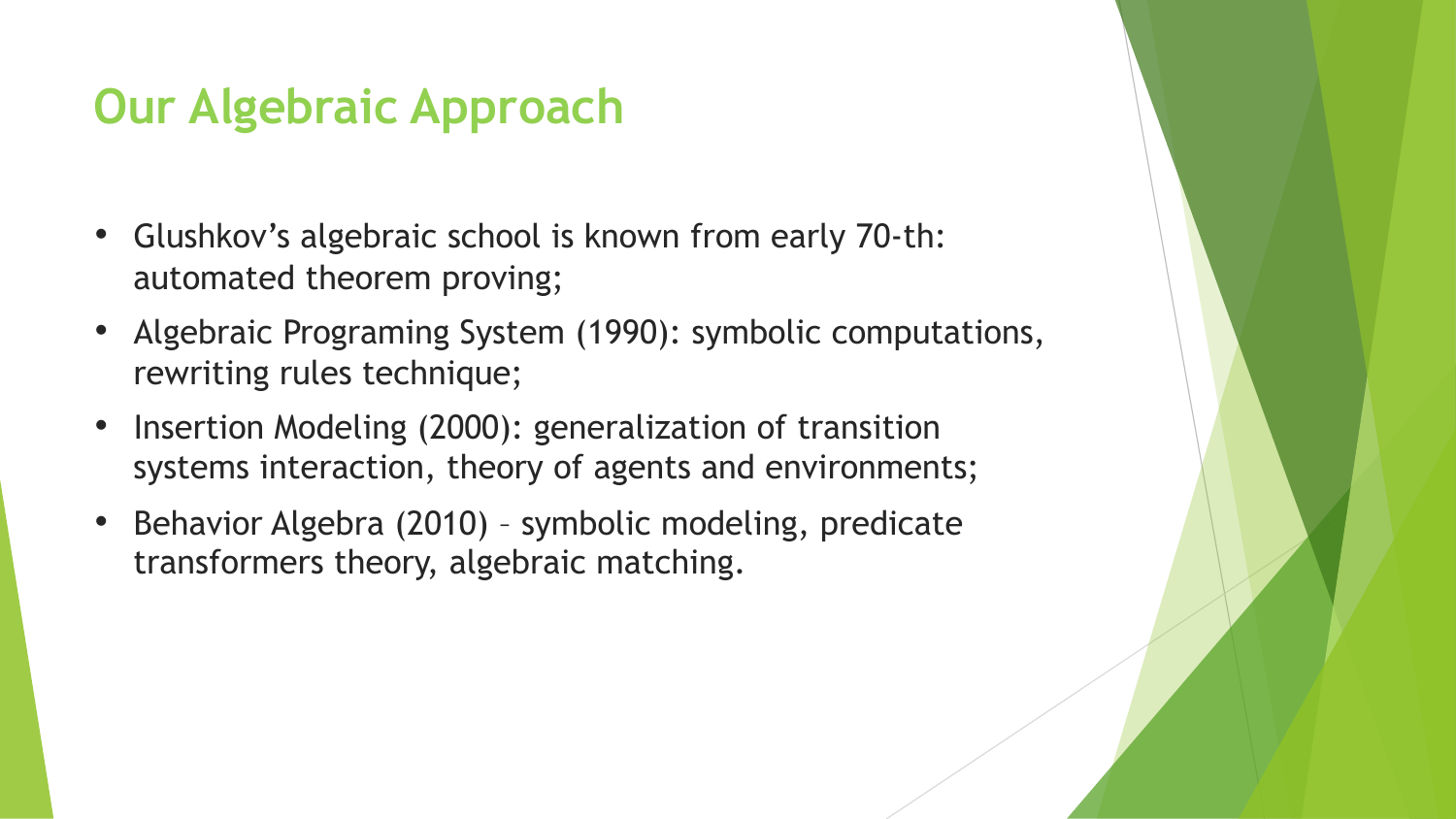# Our Algebraic Approach

- Glushkov's algebraic school is known from early 70-th: automated theorem proving;
- Algebraic Programing System (1990): symbolic computations, rewriting rules technique;
- Insertion Modeling (2000): generalization of transition systems interaction, theory of agents and environments;
- Behavior Algebra (2010) – symbolic modeling, predicate transformers theory, algebraic matching.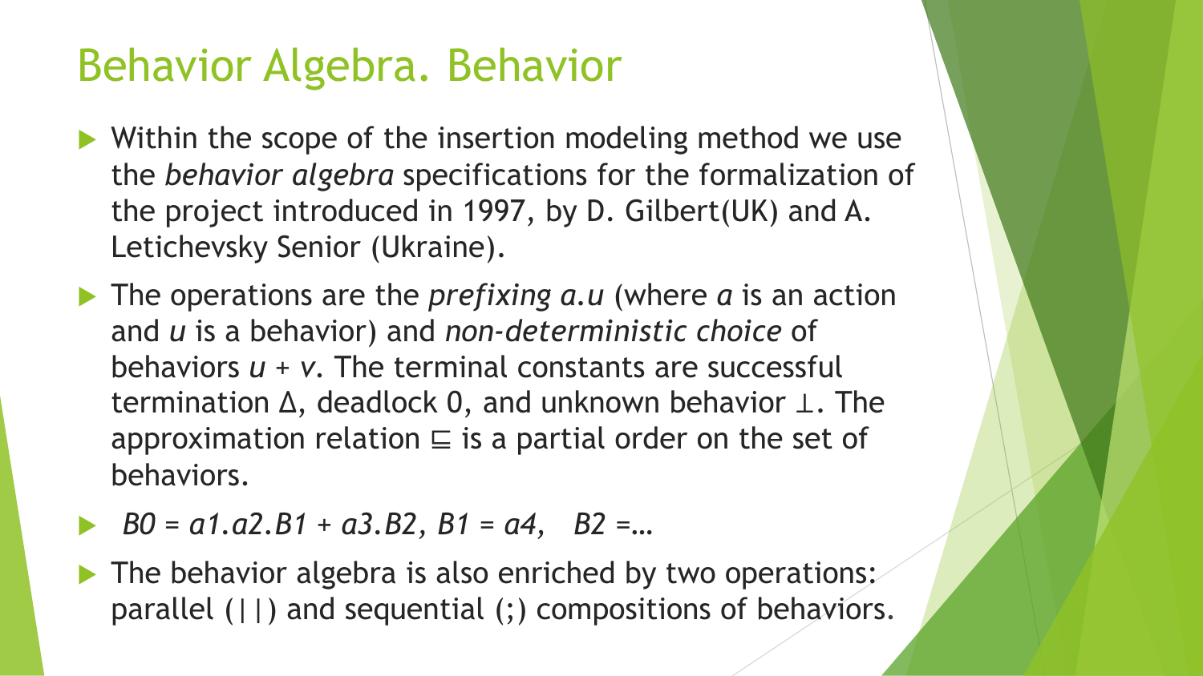# Behavior Algebra. Behavior

- Within the scope of the insertion modeling method we use the *behavior algebra* specifications for the formalization of the project introduced in 1997, by D. Gilbert(UK) and A. Letichevsky Senior (Ukraine).
- The operations are the *prefixing* $a.u$ (where $a$ is an action and $u$ is a behavior) and *non-deterministic choice* of behaviors $u + v$. The terminal constants are successful termination $\Delta$, deadlock 0, and unknown behavior $\perp$. The approximation relation $\sqsubseteq$ is a partial order on the set of behaviors.
- $B0 = a1.a2.B1 + a3.B2$, $B1 = a4$, $B2 = \ldots$
- The behavior algebra is also enriched by two operations: parallel (||) and sequential (;) compositions of behaviors.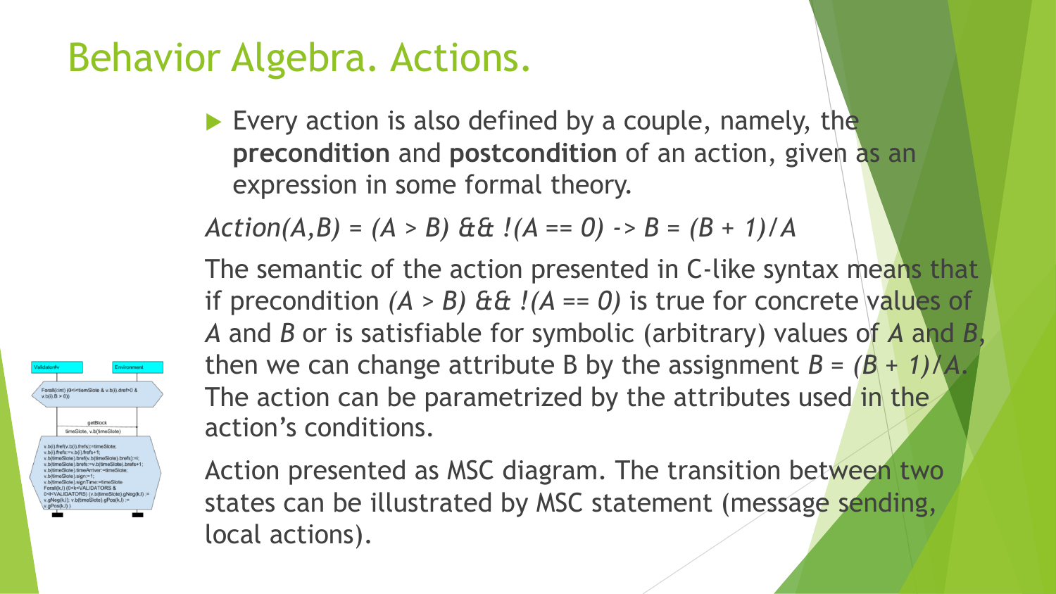# Behavior Algebra. Actions.

- Every action is also defined by a couple, namely, the **precondition** and **postcondition** of an action, given as an expression in some formal theory.

*Action(A,B) = (A > B) && !(A == 0) -> B = (B + 1)/A*

The semantic of the action presented in C-like syntax means that if precondition *(A > B) && !(A == 0)* is true for concrete values of *A* and *B* or is satisfiable for symbolic (arbitrary) values of *A* and *B*, then we can change attribute B by the assignment *B = (B + 1)/A*. The action can be parametrized by the attributes used in the action's conditions.

Action presented as MSC diagram. The transition between two states can be illustrated by MSC statement (message sending, local actions).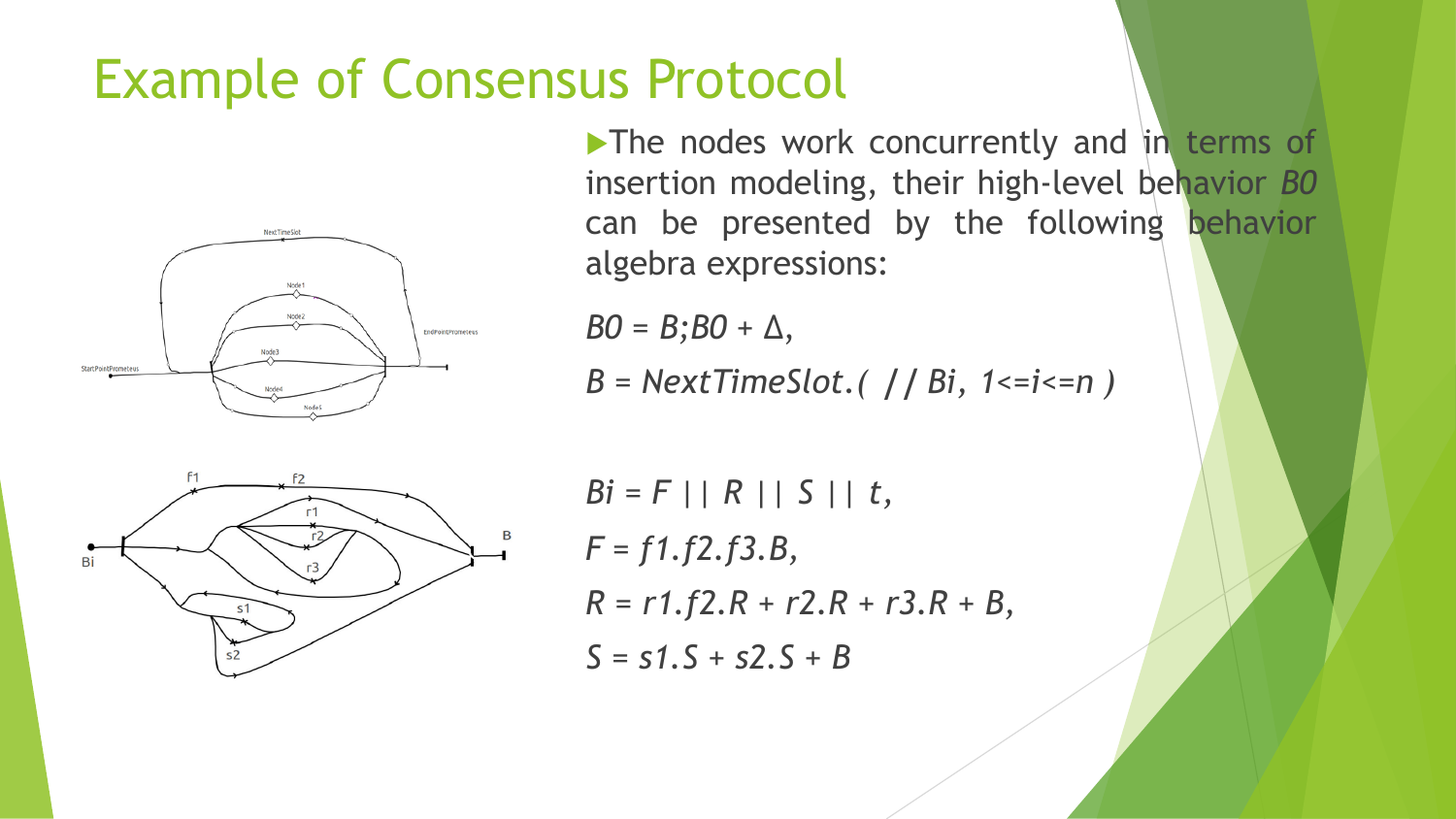# Example of Consensus Protocol

- The nodes work concurrently and in terms of insertion modeling, their high-level behavior *B0* can be presented by the following behavior algebra expressions:

$B0 = B;B0 + \Delta$,

$B = NextTimeSlot.(\ //\ Bi,\ 1 <= i <= n\ )$

$Bi = F\ ||\ R\ ||\ S\ ||\ t$,

$F = f1.f2.f3.B$,

$R = r1.f2.R + r2.R + r3.R + B$,

$S = s1.S + s2.S + B$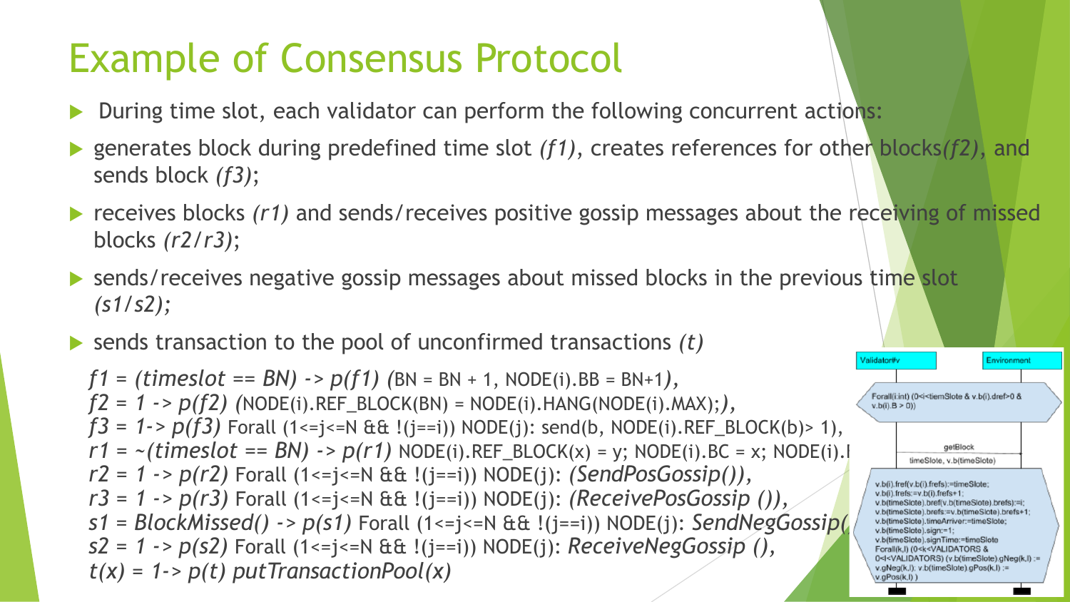# Example of Consensus Protocol

- During time slot, each validator can perform the following concurrent actions:
- generates block during predefined time slot *(f1)*, creates references for other blocks*(f2)*, and sends block *(f3)*;
- receives blocks *(r1)* and sends/receives positive gossip messages about the receiving of missed blocks *(r2/r3)*;
- sends/receives negative gossip messages about missed blocks in the previous time slot *(s1/s2);*
- sends transaction to the pool of unconfirmed transactions *(t)*

```
f1 = (timeslot == BN) -> p(f1) (BN = BN + 1, NODE(i).BB = BN+1),
f2 = 1 -> p(f2) (NODE(i).REF_BLOCK(BN) = NODE(i).HANG(NODE(i).MAX);),
f3 = 1-> p(f3) Forall (1<=j<=N && !(j==i)) NODE(j): send(b, NODE(i).REF_BLOCK(b)> 1),
r1 = ~(timeslot == BN) -> p(r1) NODE(i).REF_BLOCK(x) = y; NODE(i).BC = x; NODE(i).I
r2 = 1 -> p(r2) Forall (1<=j<=N && !(j==i)) NODE(j): (SendPosGossip()),
r3 = 1 -> p(r3) Forall (1<=j<=N && !(j==i)) NODE(j): (ReceivePosGossip ()),
s1 = BlockMissed() -> p(s1) Forall (1<=j<=N && !(j==i)) NODE(j): SendNegGossip(
s2 = 1 -> p(s2) Forall (1<=j<=N && !(j==i)) NODE(j): ReceiveNegGossip (),
t(x) = 1-> p(t) putTransactionPool(x)
```

Validator#v | Environment

Forall(i:int) (0<i<tiemSlote & v.b(i).dref>0 & v.b(i).B > 0))

getBlock
timeSlote, v.b(timeSlote)

```
v.b(i).fref(v.b(i).frefs):=timeSlote;
v.b(i).frefs:=v.b(i).frefs+1;
v.b(timeSlote).bref(v.b(timeSlote).brefs):=i;
v.b(timeSlote).brefs:=v.b(timeSlote).brefs+1;
v.b(timeSlote).timeArriver:=timeSlote;
v.b(timeSlote).sign:=1;
v.b(timeSlote).signTime:=timeSlote
Forall(k,l) (0<k<VALIDATORS &
0<l<VALIDATORS) (v.b(timeSlote).gNeg(k,l) :=
v.gNeg(k,l); v.b(timeSlote).gPos(k,l) :=
v.gPos(k,l) )
```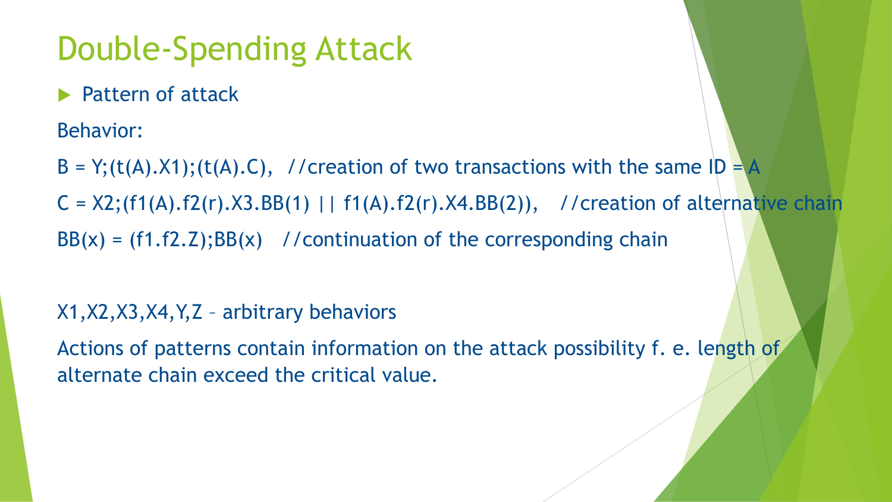# Double-Spending Attack

- Pattern of attack

Behavior:

```
B = Y;(t(A).X1);(t(A).C),  //creation of two transactions with the same ID = A
C = X2;(f1(A).f2(r).X3.BB(1) || f1(A).f2(r).X4.BB(2)),   //creation of alternative chain
BB(x) = (f1.f2.Z);BB(x)   //continuation of the corresponding chain
```

X1,X2,X3,X4,Y,Z – arbitrary behaviors

Actions of patterns contain information on the attack possibility f. e. length of alternate chain exceed the critical value.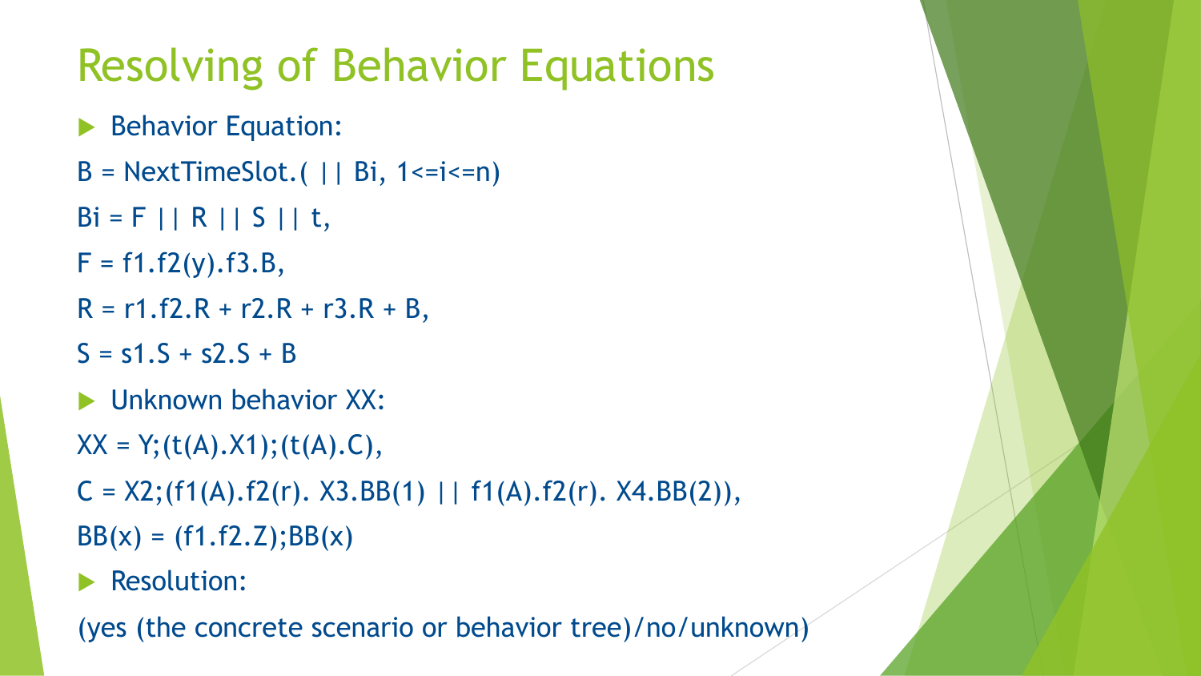# Resolving of Behavior Equations

- Behavior Equation:

B = NextTimeSlot.( || Bi, 1<=i<=n)

Bi = F || R || S || t,

F = f1.f2(y).f3.B,

R = r1.f2.R + r2.R + r3.R + B,

S = s1.S + s2.S + B

- Unknown behavior XX:

XX = Y;(t(A).X1);(t(A).C),

C = X2;(f1(A).f2(r). X3.BB(1) || f1(A).f2(r). X4.BB(2)),

BB(x) = (f1.f2.Z);BB(x)

- Resolution:

(yes (the concrete scenario or behavior tree)/no/unknown)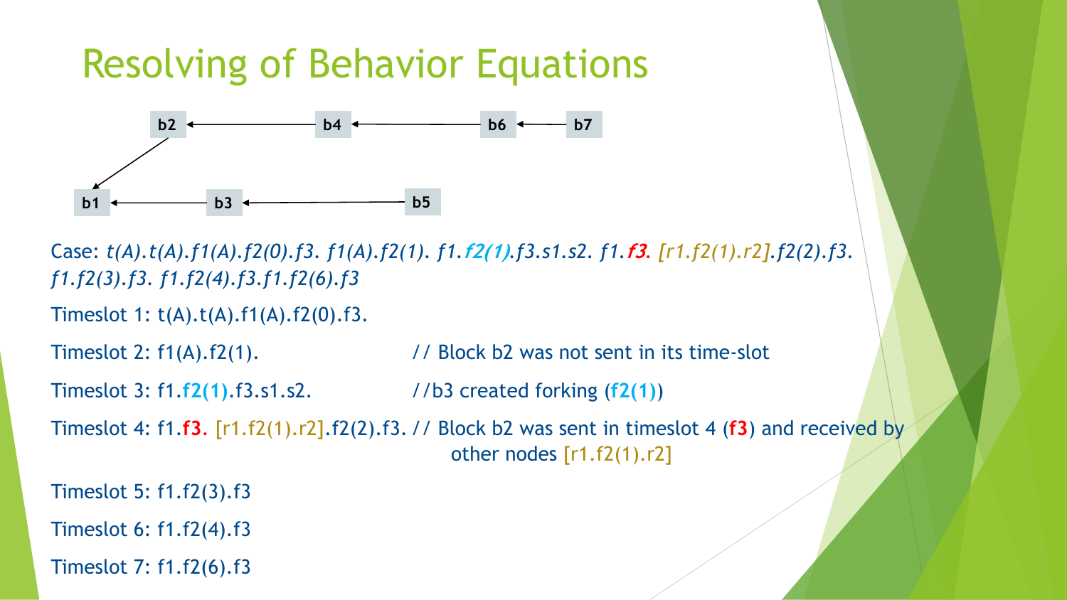# Resolving of Behavior Equations

Case: *t(A).t(A).f1(A).f2(0).f3. f1(A).f2(1). f1.**f2(1)**.f3.s1.s2. f1.**f3**. [r1.f2(1).r2].f2(2).f3. f1.f2(3).f3. f1.f2(4).f3.f1.f2(6).f3*

Timeslot 1: t(A).t(A).f1(A).f2(0).f3.

Timeslot 2: f1(A).f2(1). // Block b2 was not sent in its time-slot

Timeslot 3: f1.**f2(1)**.f3.s1.s2. //b3 created forking (**f2(1)**)

Timeslot 4: f1.**f3**. [r1.f2(1).r2].f2(2).f3. // Block b2 was sent in timeslot 4 (**f3**) and received by other nodes [r1.f2(1).r2]

Timeslot 5: f1.f2(3).f3

Timeslot 6: f1.f2(4).f3

Timeslot 7: f1.f2(6).f3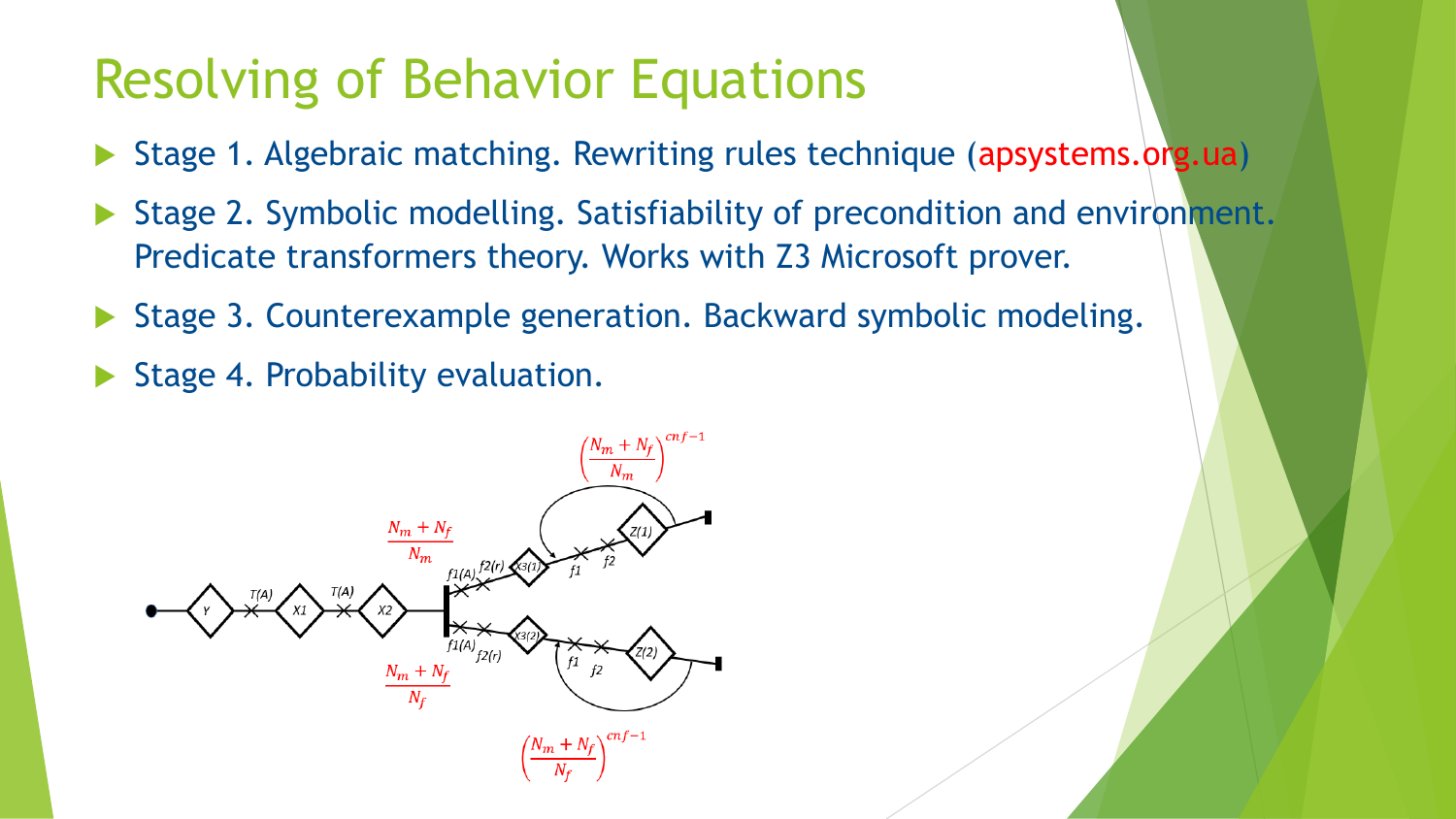# Resolving of Behavior Equations

- Stage 1. Algebraic matching. Rewriting rules technique (apsystems.org.ua)
- Stage 2. Symbolic modelling. Satisfiability of precondition and environment. Predicate transformers theory. Works with Z3 Microsoft prover.
- Stage 3. Counterexample generation. Backward symbolic modeling.
- Stage 4. Probability evaluation.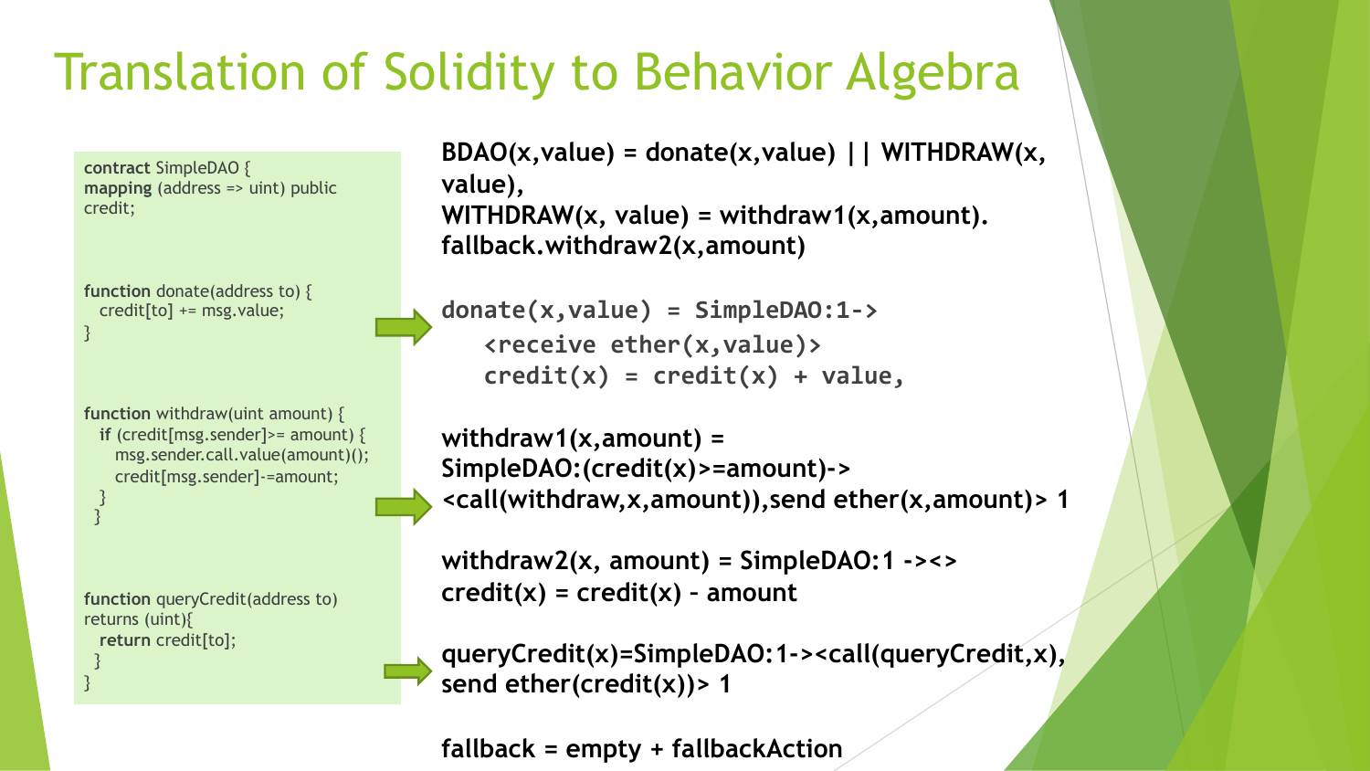# Translation of Solidity to Behavior Algebra

```
contract SimpleDAO {
mapping (address => uint) public
credit;

function donate(address to) {
   credit[to] += msg.value;
}

function withdraw(uint amount) {
   if (credit[msg.sender]>= amount) {
      msg.sender.call.value(amount)();
      credit[msg.sender]-=amount;
   }
 }

function queryCredit(address to)
returns (uint){
   return credit[to];
 }
}
```

**BDAO(x,value) = donate(x,value) || WITHDRAW(x, value),**
**WITHDRAW(x, value) = withdraw1(x,amount). fallback.withdraw2(x,amount)**

```
donate(x,value) = SimpleDAO:1->
   <receive ether(x,value)>
   credit(x) = credit(x) + value,
```

**withdraw1(x,amount) = SimpleDAO:(credit(x)>=amount)-> <call(withdraw,x,amount)),send ether(x,amount)> 1**

**withdraw2(x, amount) = SimpleDAO:1 -><> credit(x) = credit(x) - amount**

**queryCredit(x)=SimpleDAO:1-><call(queryCredit,x), send ether(credit(x))> 1**

**fallback = empty + fallbackAction**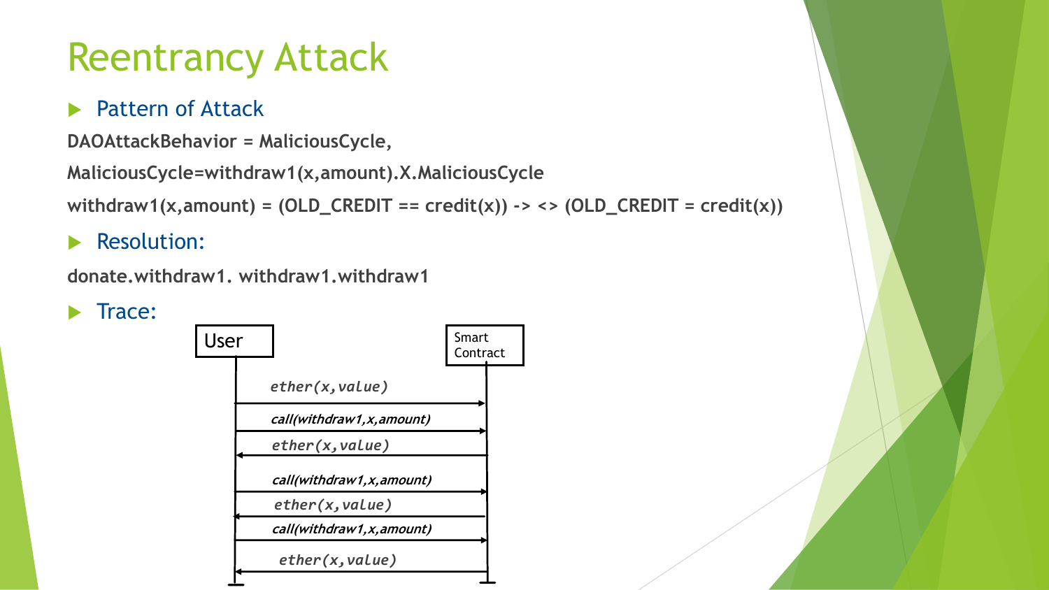# Reentrancy Attack

- Pattern of Attack

**DAOAttackBehavior = MaliciousCycle,**

**MaliciousCycle=withdraw1(x,amount).X.MaliciousCycle**

**withdraw1(x,amount) = (OLD_CREDIT == credit(x)) -> <> (OLD_CREDIT = credit(x))**

- Resolution:

**donate.withdraw1. withdraw1.withdraw1**

- Trace:

User → Smart Contract: *ether(x,value)*

User → Smart Contract: ***call(withdraw1,x,amount)***

Smart Contract → User: *ether(x,value)*

User → Smart Contract: ***call(withdraw1,x,amount)***

Smart Contract → User: *ether(x,value)*

User → Smart Contract: ***call(withdraw1,x,amount)***

Smart Contract → User: *ether(x,value)*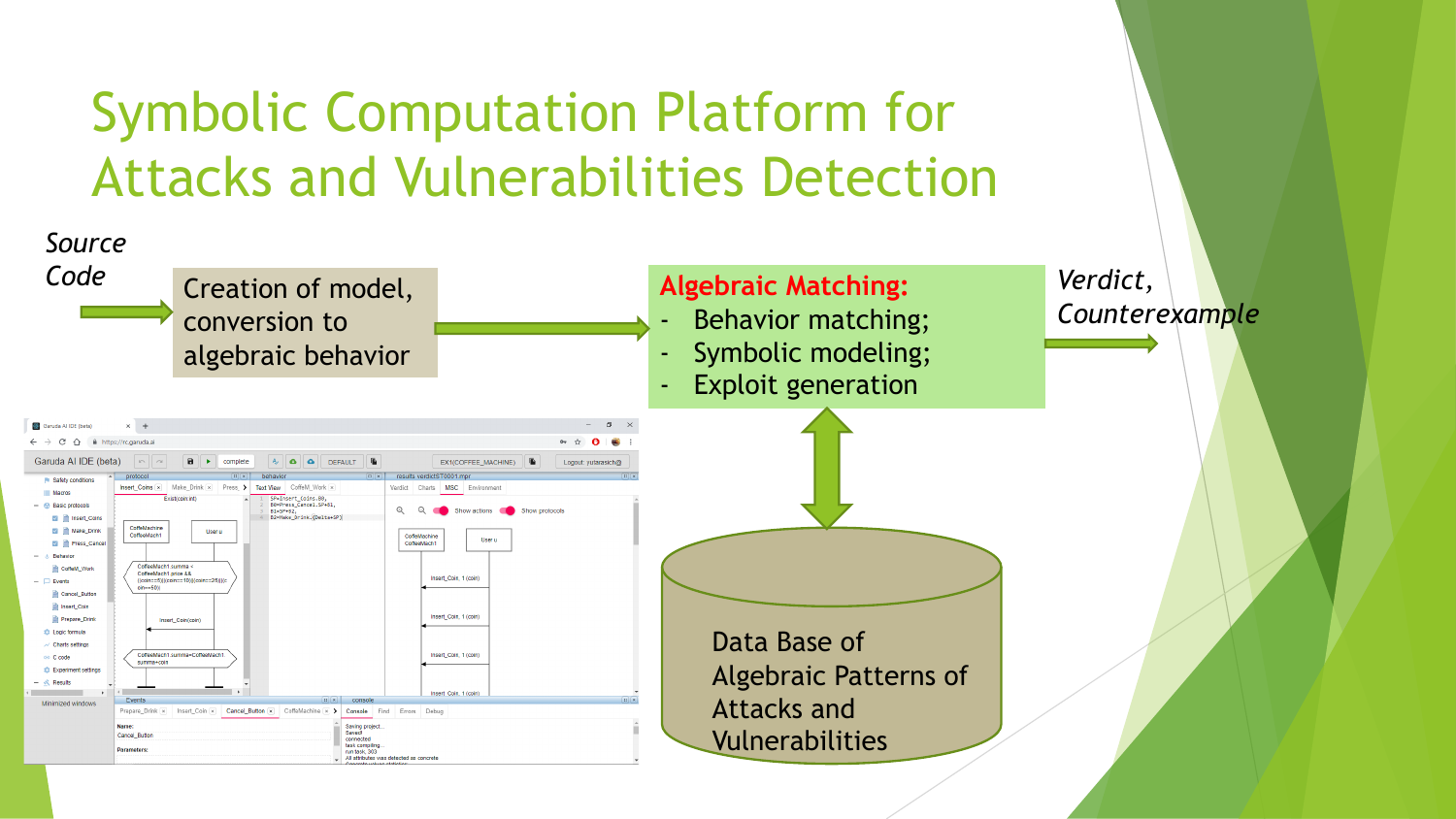# Symbolic Computation Platform for Attacks and Vulnerabilities Detection

*Source Code*

Creation of model, conversion to algebraic behavior

**Algebraic Matching:**

- Behavior matching;
- Symbolic modeling;
- Exploit generation

*Verdict, Counterexample*

Data Base of Algebraic Patterns of Attacks and Vulnerabilities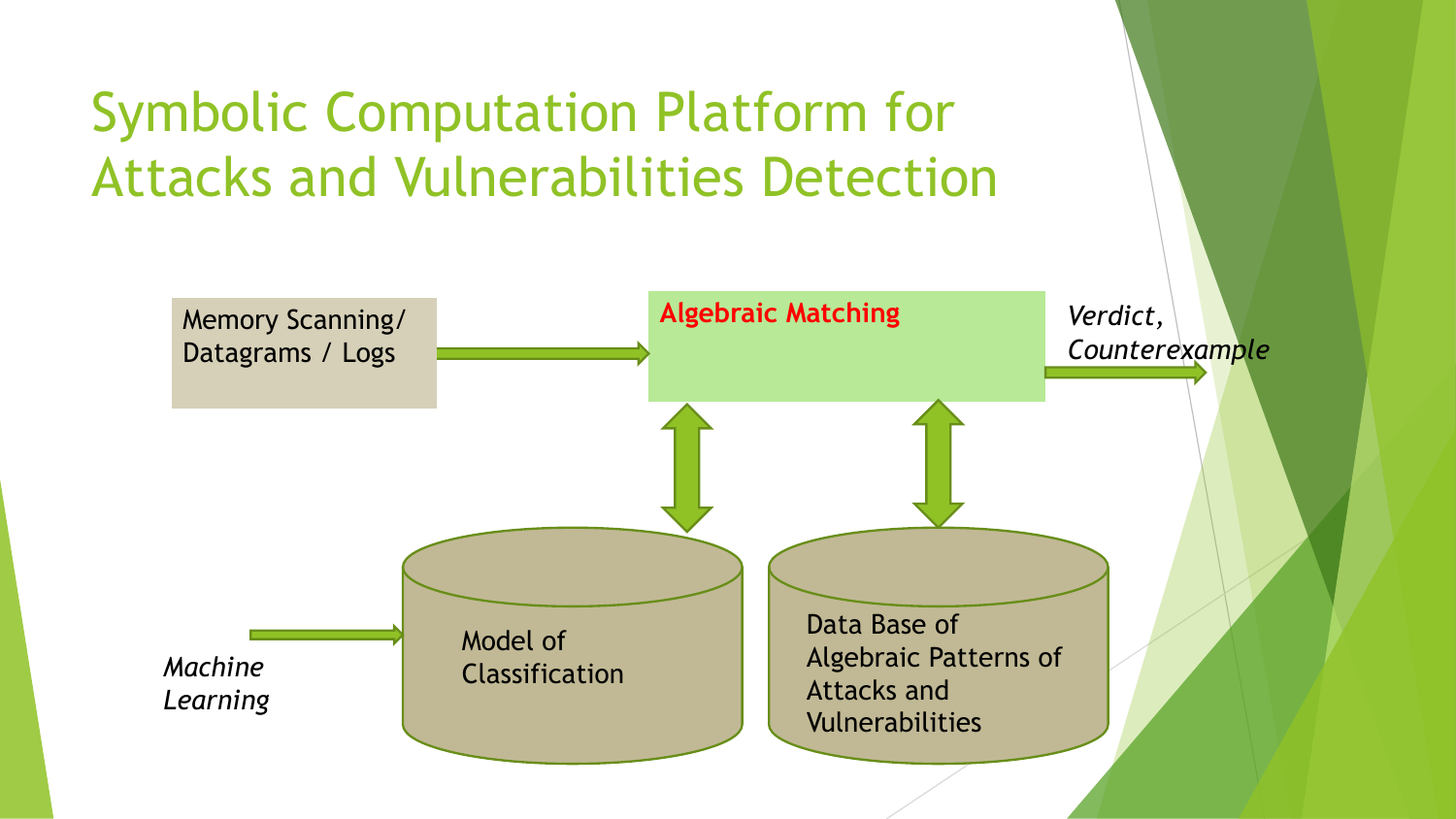# Symbolic Computation Platform for Attacks and Vulnerabilities Detection

Memory Scanning/ Datagrams / Logs

**Algebraic Matching**

*Verdict, Counterexample*

*Machine Learning*

Model of Classification

Data Base of Algebraic Patterns of Attacks and Vulnerabilities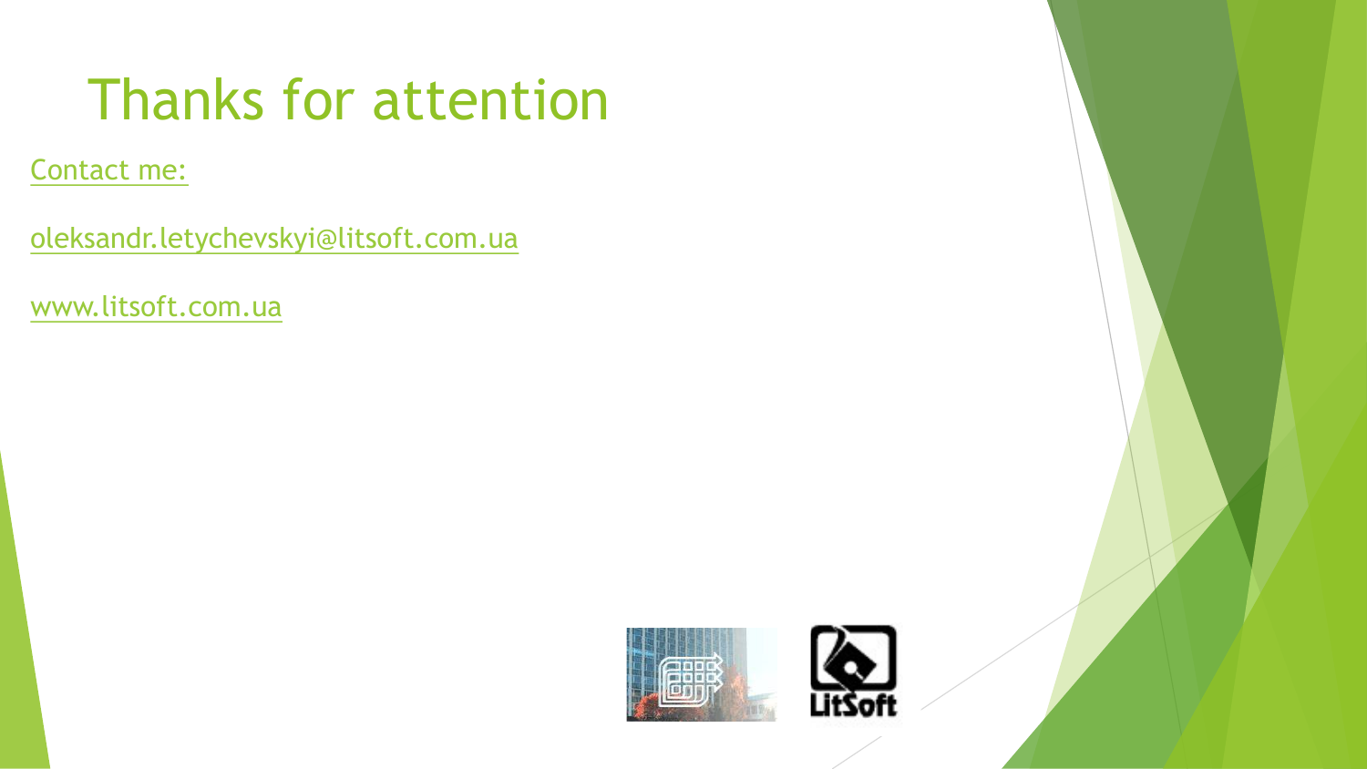# Thanks for attention

Contact me:

oleksandr.letychevskyi@litsoft.com.ua

www.litsoft.com.ua